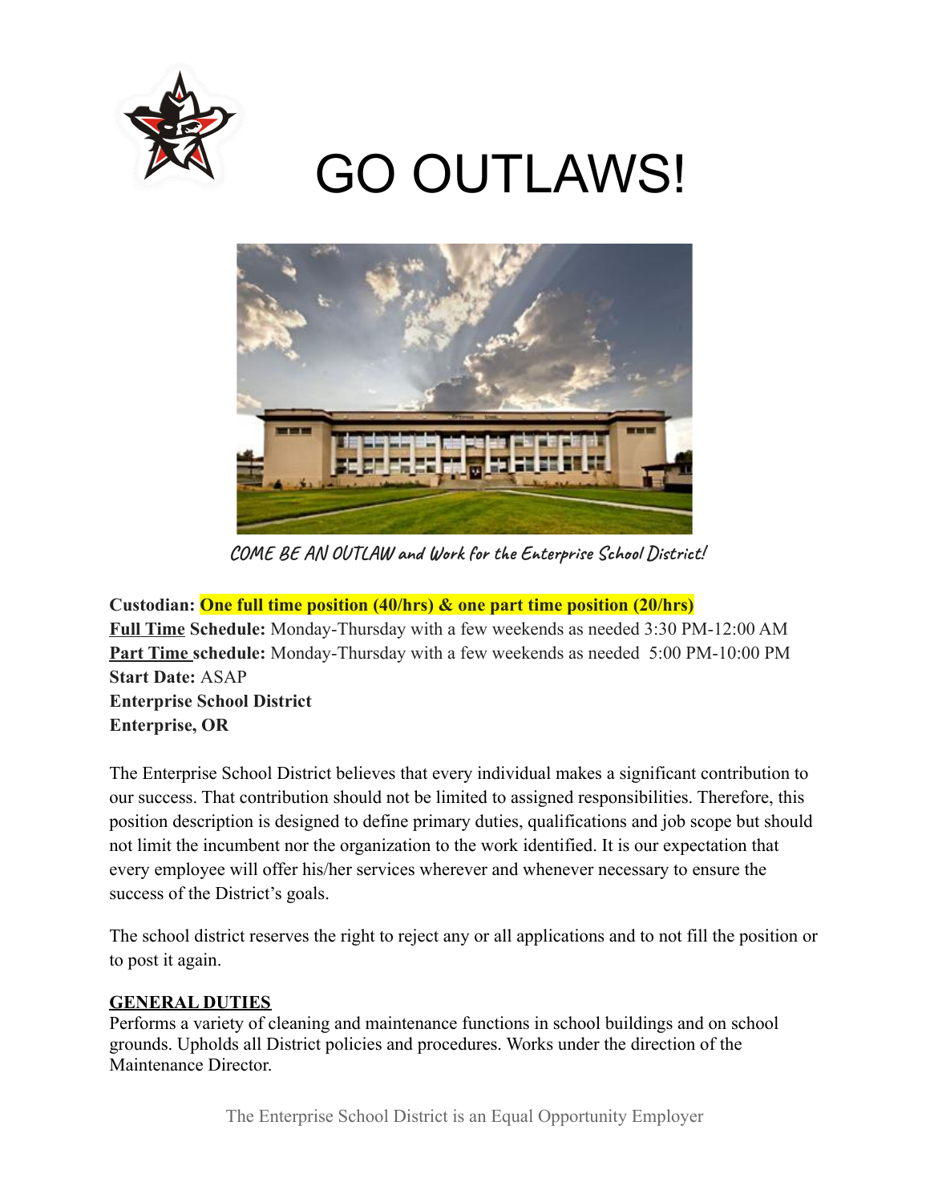# GO OUTLAWS!

*COME BE AN OUTLAW and Work for the Enterprise School District!*

**Custodian: One full time position (40/hrs) & one part time position (20/hrs)**
**Full Time Schedule:** Monday-Thursday with a few weekends as needed 3:30 PM-12:00 AM
**Part Time schedule:** Monday-Thursday with a few weekends as needed 5:00 PM-10:00 PM
**Start Date:** ASAP
**Enterprise School District**
**Enterprise, OR**

The Enterprise School District believes that every individual makes a significant contribution to our success. That contribution should not be limited to assigned responsibilities. Therefore, this position description is designed to define primary duties, qualifications and job scope but should not limit the incumbent nor the organization to the work identified. It is our expectation that every employee will offer his/her services wherever and whenever necessary to ensure the success of the District's goals.

The school district reserves the right to reject any or all applications and to not fill the position or to post it again.

## GENERAL DUTIES

Performs a variety of cleaning and maintenance functions in school buildings and on school grounds. Upholds all District policies and procedures. Works under the direction of the Maintenance Director.

The Enterprise School District is an Equal Opportunity Employer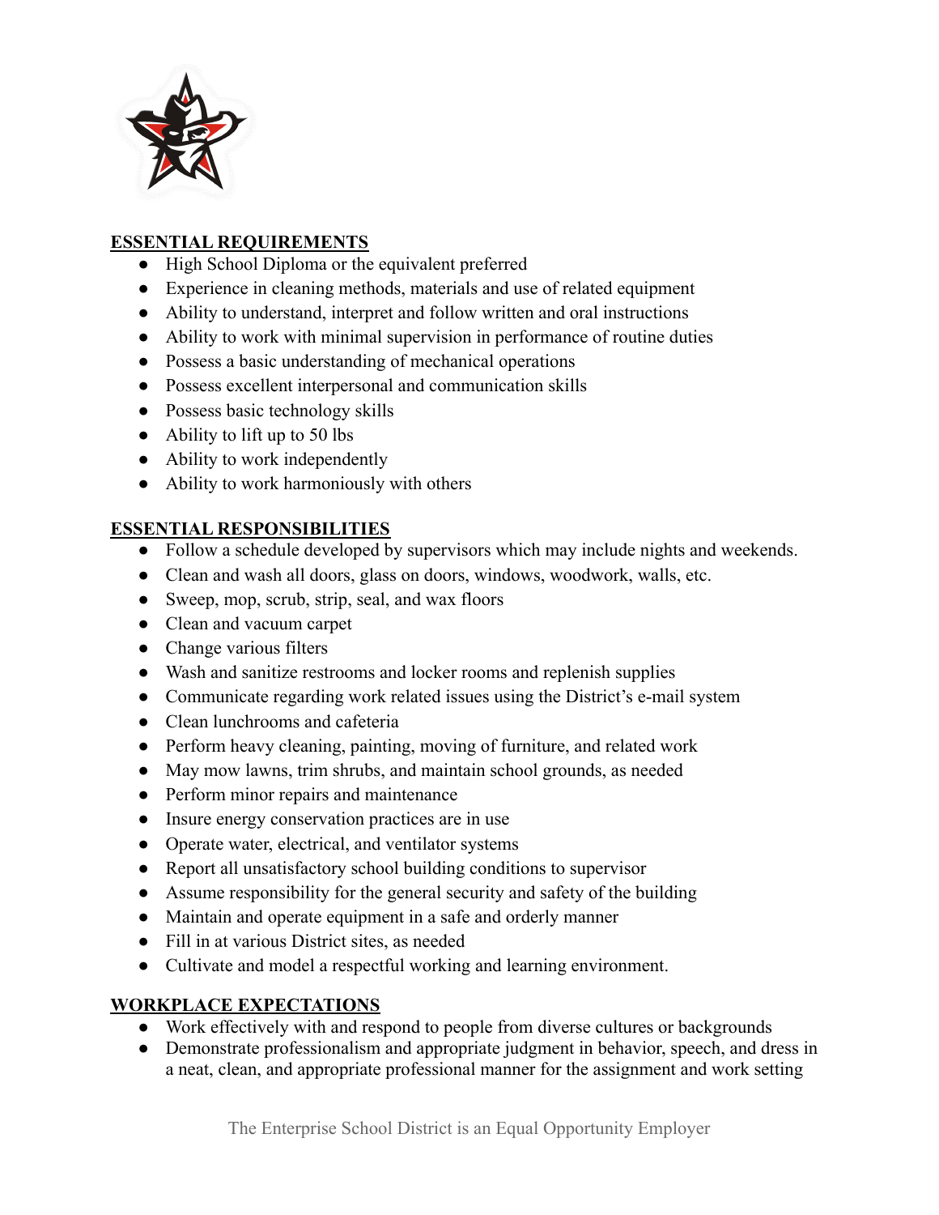## ESSENTIAL REQUIREMENTS

- High School Diploma or the equivalent preferred
- Experience in cleaning methods, materials and use of related equipment
- Ability to understand, interpret and follow written and oral instructions
- Ability to work with minimal supervision in performance of routine duties
- Possess a basic understanding of mechanical operations
- Possess excellent interpersonal and communication skills
- Possess basic technology skills
- Ability to lift up to 50 lbs
- Ability to work independently
- Ability to work harmoniously with others

## ESSENTIAL RESPONSIBILITIES

- Follow a schedule developed by supervisors which may include nights and weekends.
- Clean and wash all doors, glass on doors, windows, woodwork, walls, etc.
- Sweep, mop, scrub, strip, seal, and wax floors
- Clean and vacuum carpet
- Change various filters
- Wash and sanitize restrooms and locker rooms and replenish supplies
- Communicate regarding work related issues using the District's e-mail system
- Clean lunchrooms and cafeteria
- Perform heavy cleaning, painting, moving of furniture, and related work
- May mow lawns, trim shrubs, and maintain school grounds, as needed
- Perform minor repairs and maintenance
- Insure energy conservation practices are in use
- Operate water, electrical, and ventilator systems
- Report all unsatisfactory school building conditions to supervisor
- Assume responsibility for the general security and safety of the building
- Maintain and operate equipment in a safe and orderly manner
- Fill in at various District sites, as needed
- Cultivate and model a respectful working and learning environment.

## WORKPLACE EXPECTATIONS

- Work effectively with and respond to people from diverse cultures or backgrounds
- Demonstrate professionalism and appropriate judgment in behavior, speech, and dress in a neat, clean, and appropriate professional manner for the assignment and work setting

The Enterprise School District is an Equal Opportunity Employer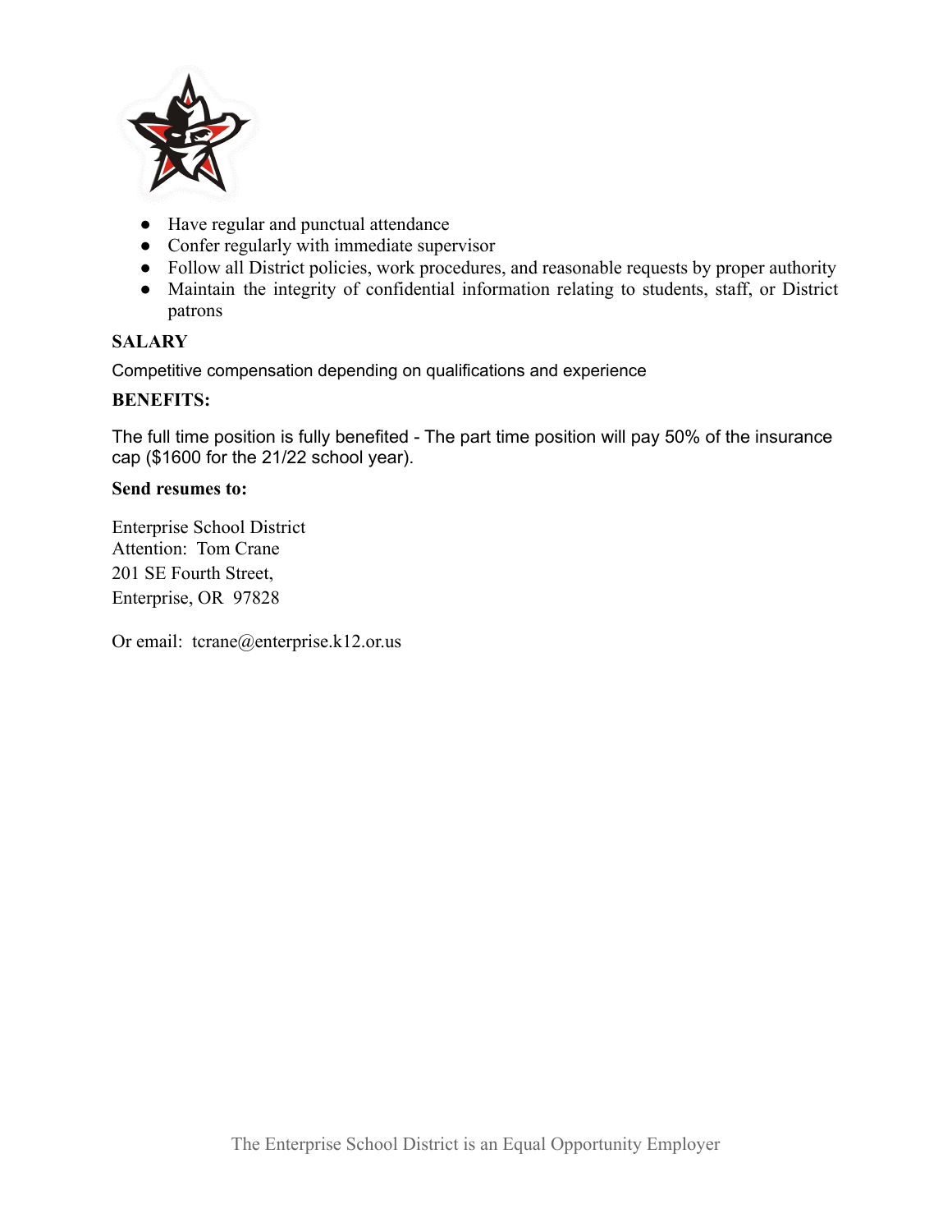- Have regular and punctual attendance
- Confer regularly with immediate supervisor
- Follow all District policies, work procedures, and reasonable requests by proper authority
- Maintain the integrity of confidential information relating to students, staff, or District patrons

**SALARY**

Competitive compensation depending on qualifications and experience

**BENEFITS:**

The full time position is fully benefited - The part time position will pay 50% of the insurance cap ($1600 for the 21/22 school year).

**Send resumes to:**

Enterprise School District
Attention: Tom Crane
201 SE Fourth Street,
Enterprise, OR 97828

Or email: tcrane@enterprise.k12.or.us

The Enterprise School District is an Equal Opportunity Employer